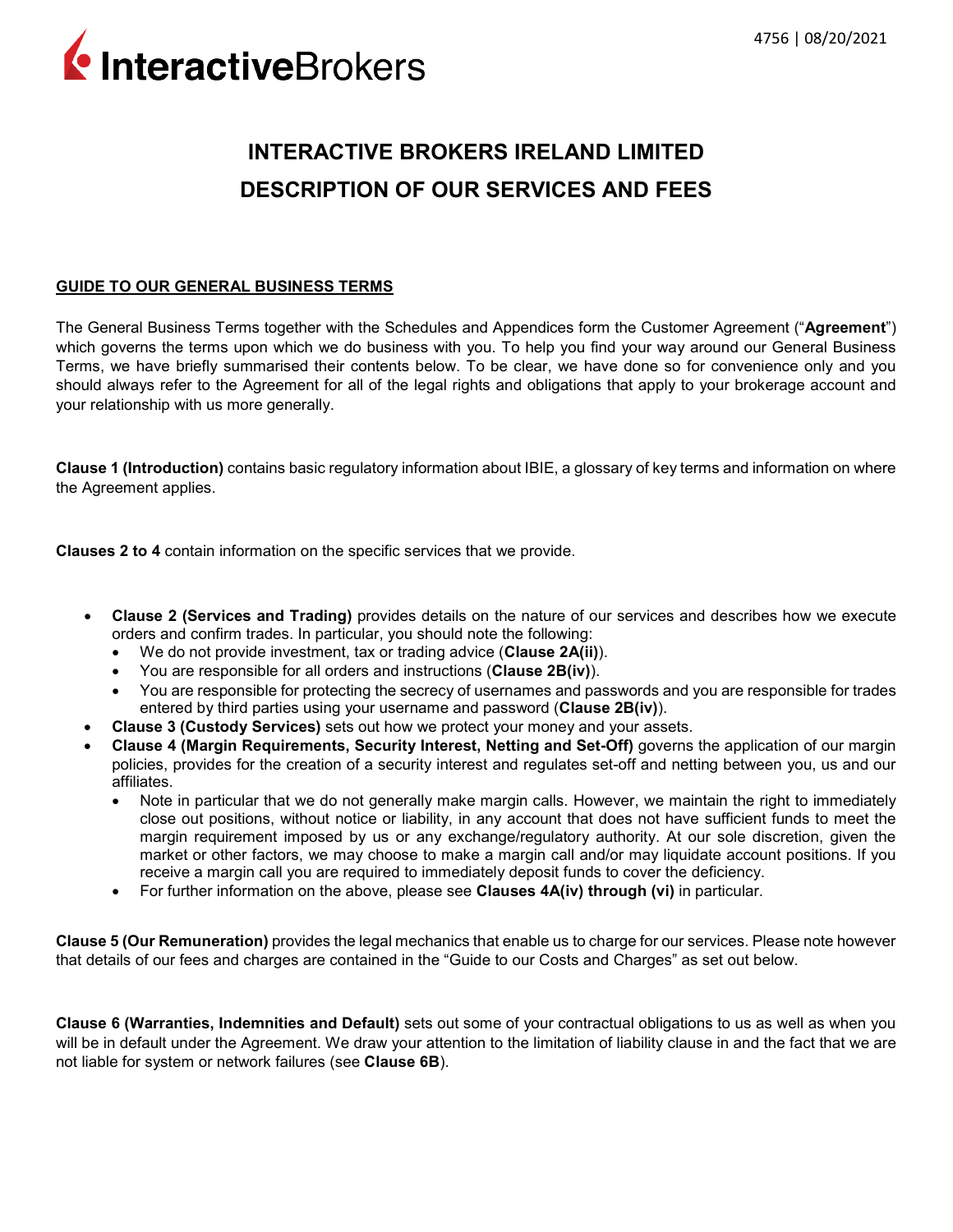# INTERACTIVE BROKERS IRELAND LIMITED
# DESCRIPTION OF OUR SERVICES AND FEES

## GUIDE TO OUR GENERAL BUSINESS TERMS

The General Business Terms together with the Schedules and Appendices form the Customer Agreement ("**Agreement**") which governs the terms upon which we do business with you. To help you find your way around our General Business Terms, we have briefly summarised their contents below. To be clear, we have done so for convenience only and you should always refer to the Agreement for all of the legal rights and obligations that apply to your brokerage account and your relationship with us more generally.

**Clause 1 (Introduction)** contains basic regulatory information about IBIE, a glossary of key terms and information on where the Agreement applies.

**Clauses 2 to 4** contain information on the specific services that we provide.

- **Clause 2 (Services and Trading)** provides details on the nature of our services and describes how we execute orders and confirm trades. In particular, you should note the following:
  - We do not provide investment, tax or trading advice (**Clause 2A(ii)**).
  - You are responsible for all orders and instructions (**Clause 2B(iv)**).
  - You are responsible for protecting the secrecy of usernames and passwords and you are responsible for trades entered by third parties using your username and password (**Clause 2B(iv)**).
- **Clause 3 (Custody Services)** sets out how we protect your money and your assets.
- **Clause 4 (Margin Requirements, Security Interest, Netting and Set-Off)** governs the application of our margin policies, provides for the creation of a security interest and regulates set-off and netting between you, us and our affiliates.
  - Note in particular that we do not generally make margin calls. However, we maintain the right to immediately close out positions, without notice or liability, in any account that does not have sufficient funds to meet the margin requirement imposed by us or any exchange/regulatory authority. At our sole discretion, given the market or other factors, we may choose to make a margin call and/or may liquidate account positions. If you receive a margin call you are required to immediately deposit funds to cover the deficiency.
  - For further information on the above, please see **Clauses 4A(iv) through (vi)** in particular.

**Clause 5 (Our Remuneration)** provides the legal mechanics that enable us to charge for our services. Please note however that details of our fees and charges are contained in the "Guide to our Costs and Charges" as set out below.

**Clause 6 (Warranties, Indemnities and Default)** sets out some of your contractual obligations to us as well as when you will be in default under the Agreement. We draw your attention to the limitation of liability clause in and the fact that we are not liable for system or network failures (see **Clause 6B**).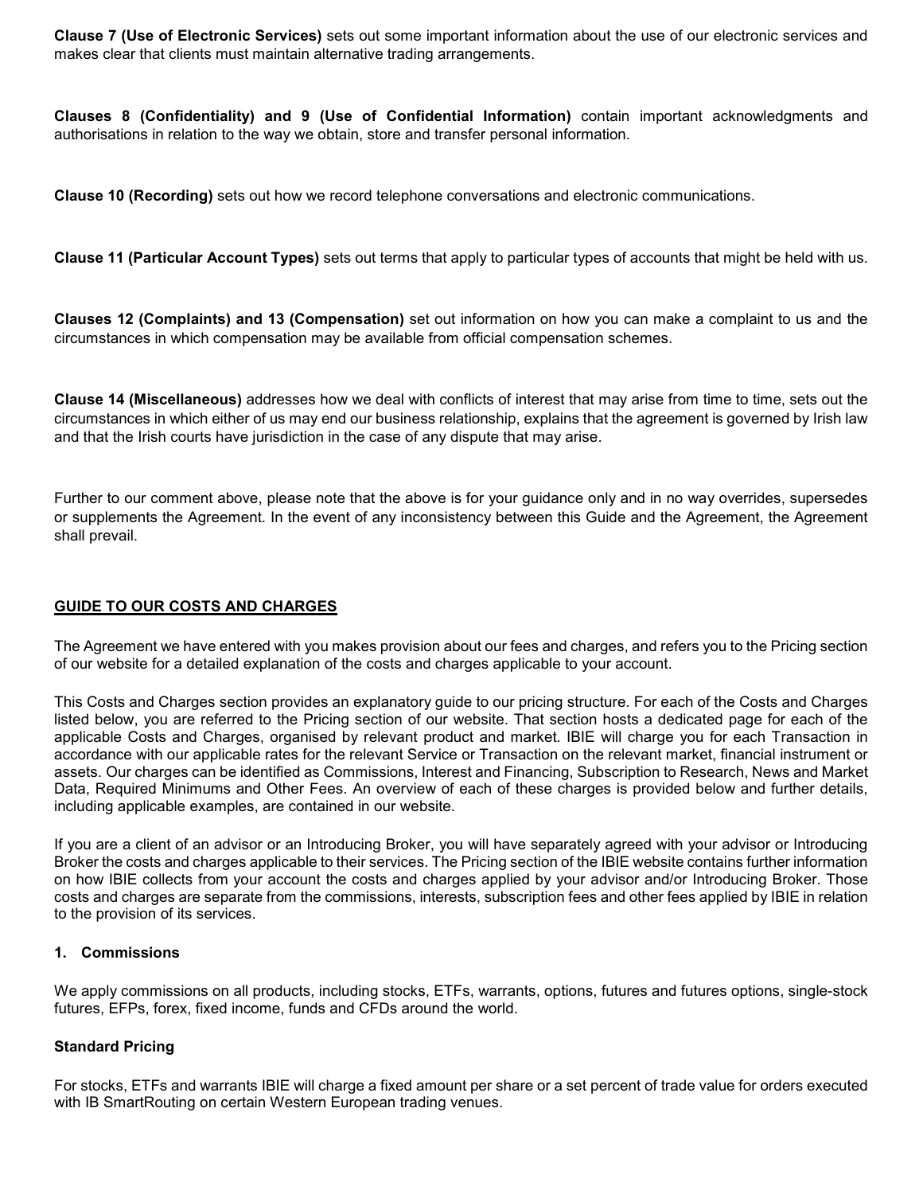**Clause 7 (Use of Electronic Services)** sets out some important information about the use of our electronic services and makes clear that clients must maintain alternative trading arrangements.

**Clauses 8 (Confidentiality) and 9 (Use of Confidential Information)** contain important acknowledgments and authorisations in relation to the way we obtain, store and transfer personal information.

**Clause 10 (Recording)** sets out how we record telephone conversations and electronic communications.

**Clause 11 (Particular Account Types)** sets out terms that apply to particular types of accounts that might be held with us.

**Clauses 12 (Complaints) and 13 (Compensation)** set out information on how you can make a complaint to us and the circumstances in which compensation may be available from official compensation schemes.

**Clause 14 (Miscellaneous)** addresses how we deal with conflicts of interest that may arise from time to time, sets out the circumstances in which either of us may end our business relationship, explains that the agreement is governed by Irish law and that the Irish courts have jurisdiction in the case of any dispute that may arise.

Further to our comment above, please note that the above is for your guidance only and in no way overrides, supersedes or supplements the Agreement. In the event of any inconsistency between this Guide and the Agreement, the Agreement shall prevail.

## GUIDE TO OUR COSTS AND CHARGES

The Agreement we have entered with you makes provision about our fees and charges, and refers you to the Pricing section of our website for a detailed explanation of the costs and charges applicable to your account.

This Costs and Charges section provides an explanatory guide to our pricing structure. For each of the Costs and Charges listed below, you are referred to the Pricing section of our website. That section hosts a dedicated page for each of the applicable Costs and Charges, organised by relevant product and market. IBIE will charge you for each Transaction in accordance with our applicable rates for the relevant Service or Transaction on the relevant market, financial instrument or assets. Our charges can be identified as Commissions, Interest and Financing, Subscription to Research, News and Market Data, Required Minimums and Other Fees. An overview of each of these charges is provided below and further details, including applicable examples, are contained in our website.

If you are a client of an advisor or an Introducing Broker, you will have separately agreed with your advisor or Introducing Broker the costs and charges applicable to their services. The Pricing section of the IBIE website contains further information on how IBIE collects from your account the costs and charges applied by your advisor and/or Introducing Broker. Those costs and charges are separate from the commissions, interests, subscription fees and other fees applied by IBIE in relation to the provision of its services.

### 1. Commissions

We apply commissions on all products, including stocks, ETFs, warrants, options, futures and futures options, single-stock futures, EFPs, forex, fixed income, funds and CFDs around the world.

#### Standard Pricing

For stocks, ETFs and warrants IBIE will charge a fixed amount per share or a set percent of trade value for orders executed with IB SmartRouting on certain Western European trading venues.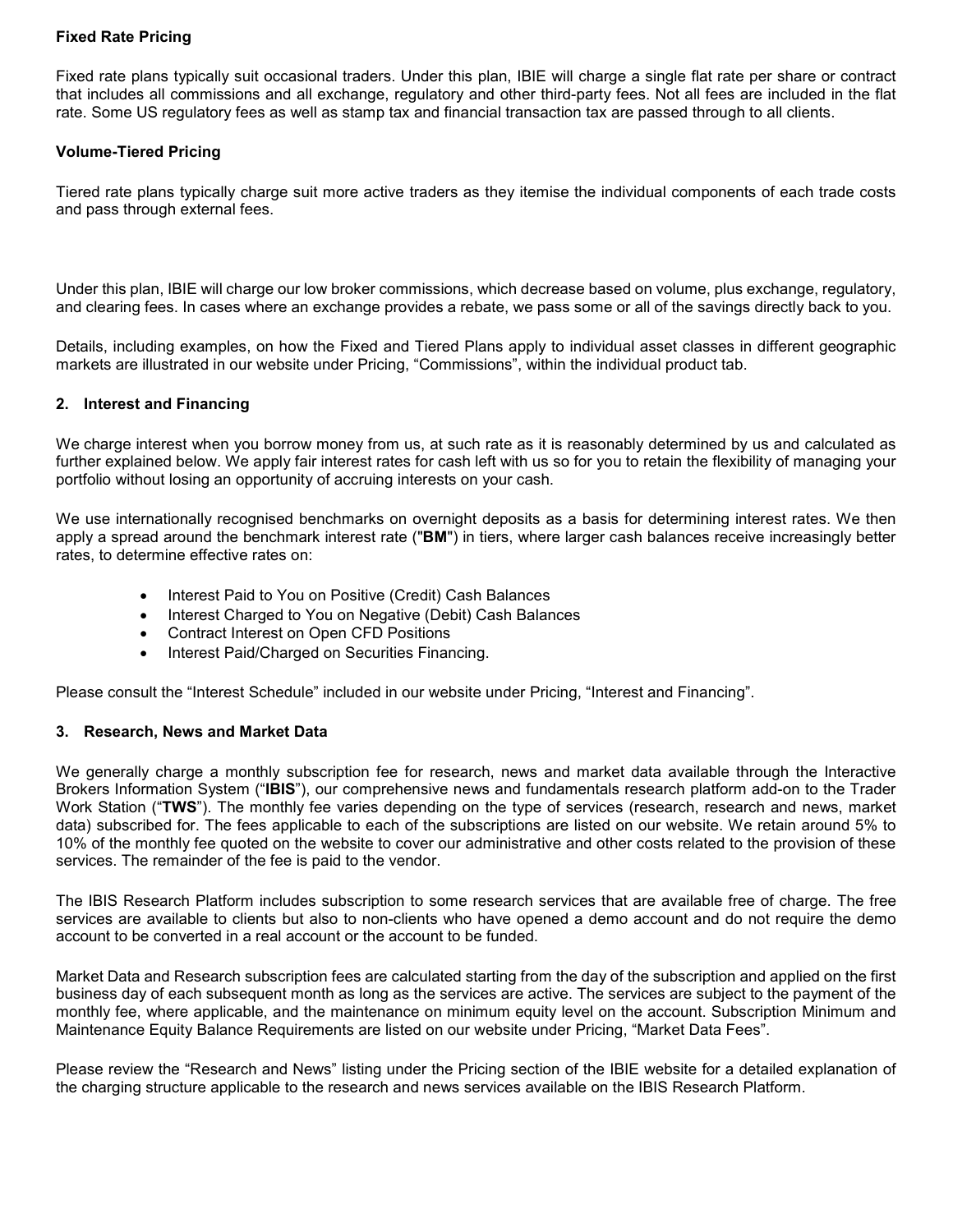**Fixed Rate Pricing**

Fixed rate plans typically suit occasional traders. Under this plan, IBIE will charge a single flat rate per share or contract that includes all commissions and all exchange, regulatory and other third-party fees. Not all fees are included in the flat rate. Some US regulatory fees as well as stamp tax and financial transaction tax are passed through to all clients.

**Volume-Tiered Pricing**

Tiered rate plans typically charge suit more active traders as they itemise the individual components of each trade costs and pass through external fees.

Under this plan, IBIE will charge our low broker commissions, which decrease based on volume, plus exchange, regulatory, and clearing fees. In cases where an exchange provides a rebate, we pass some or all of the savings directly back to you.

Details, including examples, on how the Fixed and Tiered Plans apply to individual asset classes in different geographic markets are illustrated in our website under Pricing, "Commissions", within the individual product tab.

## 2. Interest and Financing

We charge interest when you borrow money from us, at such rate as it is reasonably determined by us and calculated as further explained below. We apply fair interest rates for cash left with us so for you to retain the flexibility of managing your portfolio without losing an opportunity of accruing interests on your cash.

We use internationally recognised benchmarks on overnight deposits as a basis for determining interest rates. We then apply a spread around the benchmark interest rate ("**BM**") in tiers, where larger cash balances receive increasingly better rates, to determine effective rates on:

- Interest Paid to You on Positive (Credit) Cash Balances
- Interest Charged to You on Negative (Debit) Cash Balances
- Contract Interest on Open CFD Positions
- Interest Paid/Charged on Securities Financing.

Please consult the "Interest Schedule" included in our website under Pricing, "Interest and Financing".

## 3. Research, News and Market Data

We generally charge a monthly subscription fee for research, news and market data available through the Interactive Brokers Information System ("**IBIS**"), our comprehensive news and fundamentals research platform add-on to the Trader Work Station ("**TWS**"). The monthly fee varies depending on the type of services (research, research and news, market data) subscribed for. The fees applicable to each of the subscriptions are listed on our website. We retain around 5% to 10% of the monthly fee quoted on the website to cover our administrative and other costs related to the provision of these services. The remainder of the fee is paid to the vendor.

The IBIS Research Platform includes subscription to some research services that are available free of charge. The free services are available to clients but also to non-clients who have opened a demo account and do not require the demo account to be converted in a real account or the account to be funded.

Market Data and Research subscription fees are calculated starting from the day of the subscription and applied on the first business day of each subsequent month as long as the services are active. The services are subject to the payment of the monthly fee, where applicable, and the maintenance on minimum equity level on the account. Subscription Minimum and Maintenance Equity Balance Requirements are listed on our website under Pricing, "Market Data Fees".

Please review the "Research and News" listing under the Pricing section of the IBIE website for a detailed explanation of the charging structure applicable to the research and news services available on the IBIS Research Platform.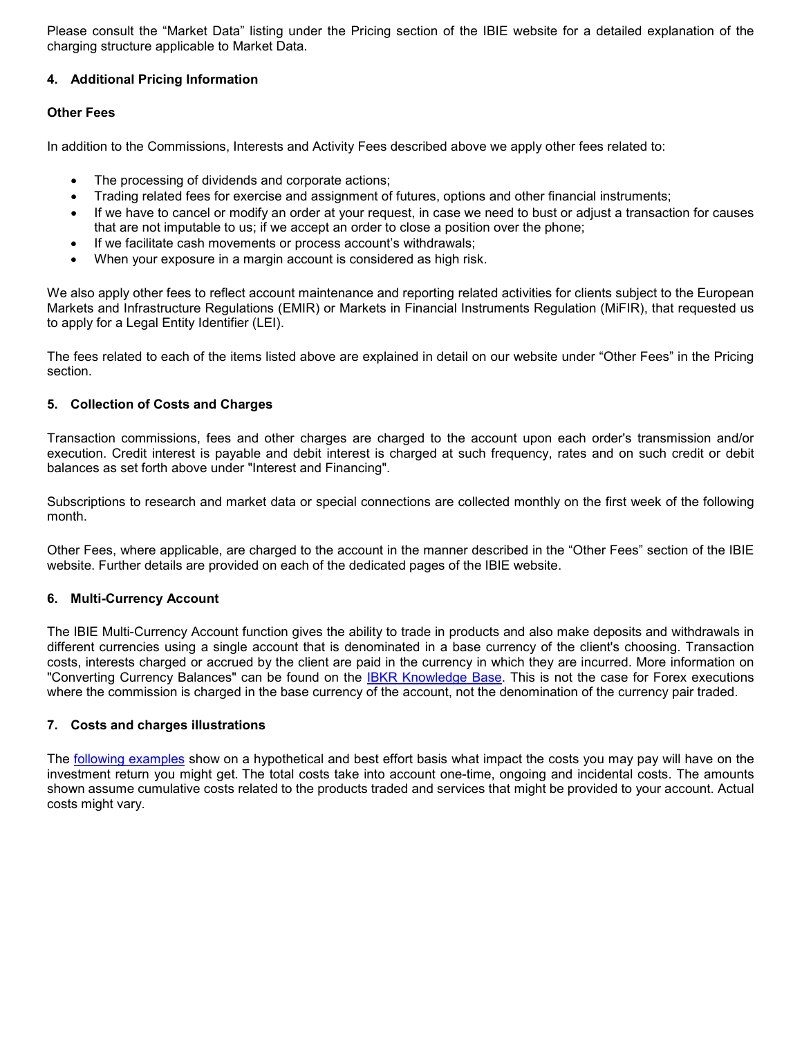Please consult the “Market Data” listing under the Pricing section of the IBIE website for a detailed explanation of the charging structure applicable to Market Data.

## 4. Additional Pricing Information

### Other Fees

In addition to the Commissions, Interests and Activity Fees described above we apply other fees related to:

- The processing of dividends and corporate actions;
- Trading related fees for exercise and assignment of futures, options and other financial instruments;
- If we have to cancel or modify an order at your request, in case we need to bust or adjust a transaction for causes that are not imputable to us; if we accept an order to close a position over the phone;
- If we facilitate cash movements or process account’s withdrawals;
- When your exposure in a margin account is considered as high risk.

We also apply other fees to reflect account maintenance and reporting related activities for clients subject to the European Markets and Infrastructure Regulations (EMIR) or Markets in Financial Instruments Regulation (MiFIR), that requested us to apply for a Legal Entity Identifier (LEI).

The fees related to each of the items listed above are explained in detail on our website under “Other Fees” in the Pricing section.

## 5. Collection of Costs and Charges

Transaction commissions, fees and other charges are charged to the account upon each order's transmission and/or execution. Credit interest is payable and debit interest is charged at such frequency, rates and on such credit or debit balances as set forth above under "Interest and Financing".

Subscriptions to research and market data or special connections are collected monthly on the first week of the following month.

Other Fees, where applicable, are charged to the account in the manner described in the “Other Fees” section of the IBIE website. Further details are provided on each of the dedicated pages of the IBIE website.

## 6. Multi-Currency Account

The IBIE Multi-Currency Account function gives the ability to trade in products and also make deposits and withdrawals in different currencies using a single account that is denominated in a base currency of the client's choosing. Transaction costs, interests charged or accrued by the client are paid in the currency in which they are incurred. More information on "Converting Currency Balances" can be found on the IBKR Knowledge Base. This is not the case for Forex executions where the commission is charged in the base currency of the account, not the denomination of the currency pair traded.

## 7. Costs and charges illustrations

The following examples show on a hypothetical and best effort basis what impact the costs you may pay will have on the investment return you might get. The total costs take into account one-time, ongoing and incidental costs. The amounts shown assume cumulative costs related to the products traded and services that might be provided to your account. Actual costs might vary.